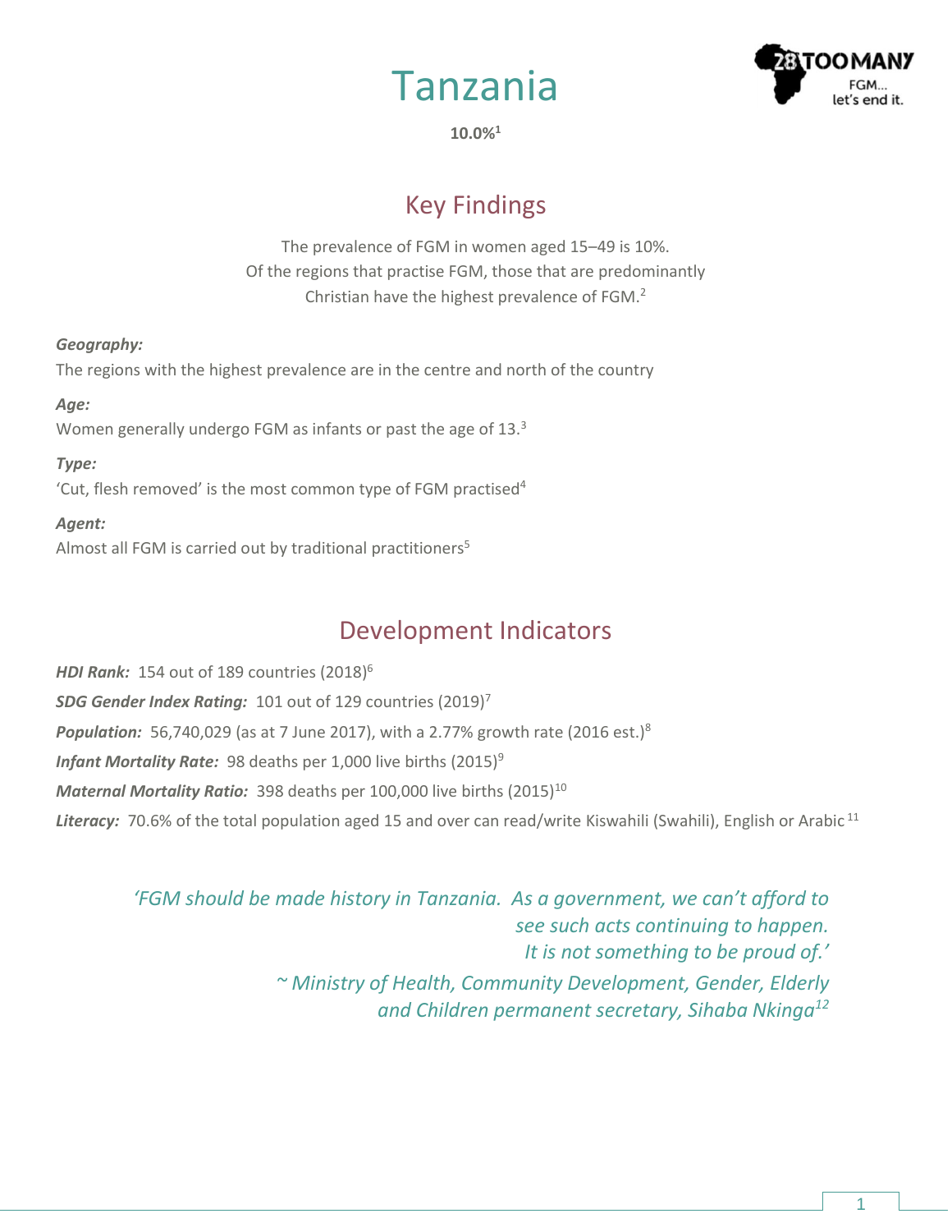# Tanzania

**10.0%[1]**

## Key Findings

The prevalence of FGM in women aged 15–49 is 10%.
Of the regions that practise FGM, those that are predominantly Christian have the highest prevalence of FGM.[2]

***Geography:***
The regions with the highest prevalence are in the centre and north of the country

***Age:***
Women generally undergo FGM as infants or past the age of 13.[3]

***Type:***
'Cut, flesh removed' is the most common type of FGM practised[4]

***Agent:***
Almost all FGM is carried out by traditional practitioners[5]

## Development Indicators

***HDI Rank:*** 154 out of 189 countries (2018)[6]

***SDG Gender Index Rating:*** 101 out of 129 countries (2019)[7]

***Population:*** 56,740,029 (as at 7 June 2017), with a 2.77% growth rate (2016 est.)[8]

***Infant Mortality Rate:*** 98 deaths per 1,000 live births (2015)[9]

***Maternal Mortality Ratio:*** 398 deaths per 100,000 live births (2015)[10]

***Literacy:*** 70.6% of the total population aged 15 and over can read/write Kiswahili (Swahili), English or Arabic [11]

*'FGM should be made history in Tanzania. As a government, we can't afford to see such acts continuing to happen. It is not something to be proud of.'*

*~ Ministry of Health, Community Development, Gender, Elderly and Children permanent secretary, Sihaba Nkinga[12]*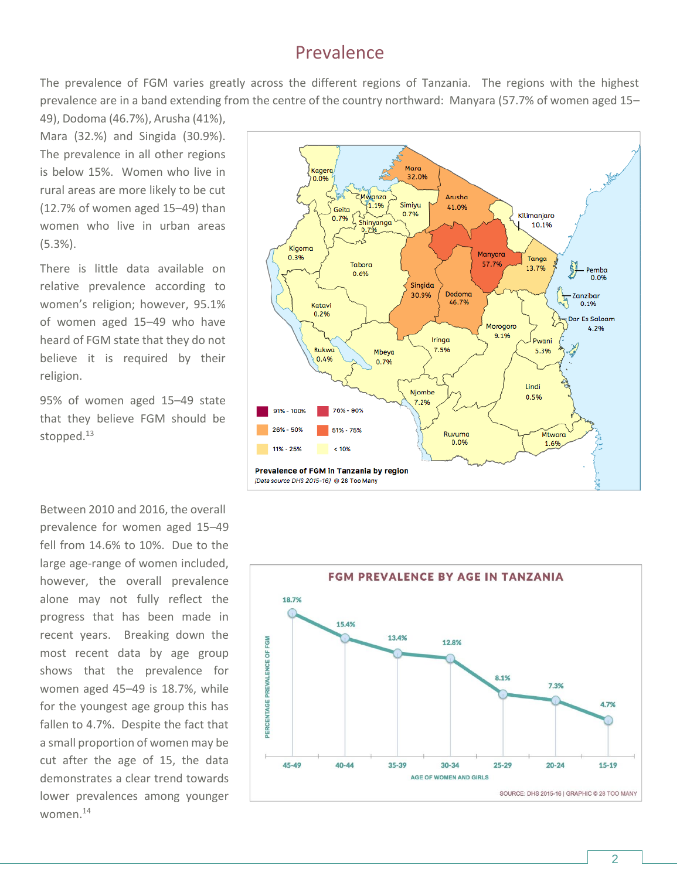## Prevalence

The prevalence of FGM varies greatly across the different regions of Tanzania. The regions with the highest prevalence are in a band extending from the centre of the country northward: Manyara (57.7% of women aged 15–49), Dodoma (46.7%), Arusha (41%), Mara (32.%) and Singida (30.9%). The prevalence in all other regions is below 15%. Women who live in rural areas are more likely to be cut (12.7% of women aged 15–49) than women who live in urban areas (5.3%).

There is little data available on relative prevalence according to women's religion; however, 95.1% of women aged 15–49 who have heard of FGM state that they do not believe it is required by their religion.

95% of women aged 15–49 state that they believe FGM should be stopped.[13]

**Prevalence of FGM in Tanzania by region**

*[Data source DHS 2015-16]* © 28 Too Many

Between 2010 and 2016, the overall prevalence for women aged 15–49 fell from 14.6% to 10%. Due to the large age-range of women included, however, the overall prevalence alone may not fully reflect the progress that has been made in recent years. Breaking down the most recent data by age group shows that the prevalence for women aged 45–49 is 18.7%, while for the youngest age group this has fallen to 4.7%. Despite the fact that a small proportion of women may be cut after the age of 15, the data demonstrates a clear trend towards lower prevalences among younger women.[14]

**FGM PREVALENCE BY AGE IN TANZANIA**

SOURCE: DHS 2015-16 | GRAPHIC © 28 TOO MANY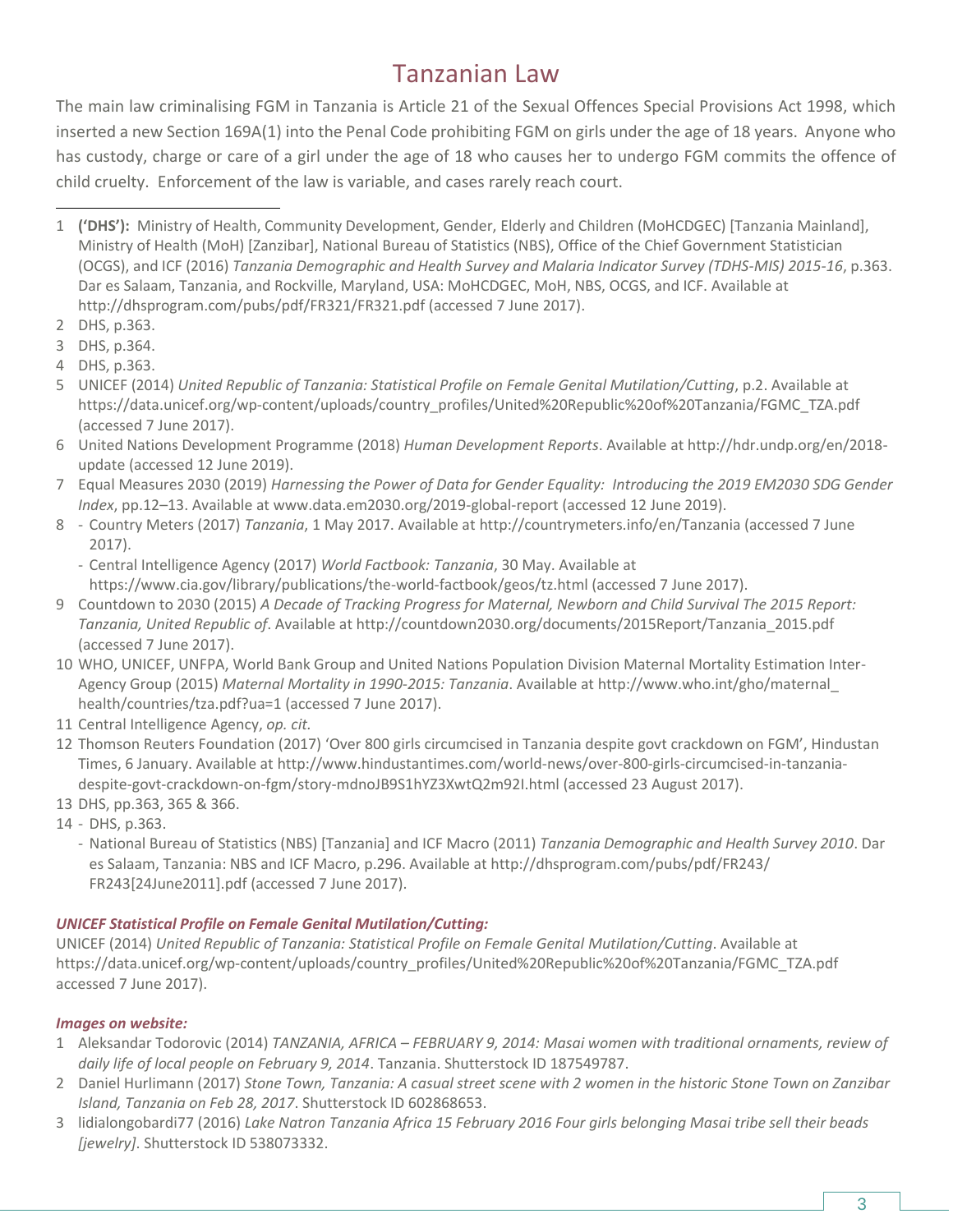# Tanzanian Law

The main law criminalising FGM in Tanzania is Article 21 of the Sexual Offences Special Provisions Act 1998, which inserted a new Section 169A(1) into the Penal Code prohibiting FGM on girls under the age of 18 years. Anyone who has custody, charge or care of a girl under the age of 18 who causes her to undergo FGM commits the offence of child cruelty. Enforcement of the law is variable, and cases rarely reach court.

---

1 **('DHS'):** Ministry of Health, Community Development, Gender, Elderly and Children (MoHCDGEC) [Tanzania Mainland], Ministry of Health (MoH) [Zanzibar], National Bureau of Statistics (NBS), Office of the Chief Government Statistician (OCGS), and ICF (2016) *Tanzania Demographic and Health Survey and Malaria Indicator Survey (TDHS-MIS) 2015-16*, p.363. Dar es Salaam, Tanzania, and Rockville, Maryland, USA: MoHCDGEC, MoH, NBS, OCGS, and ICF. Available at http://dhsprogram.com/pubs/pdf/FR321/FR321.pdf (accessed 7 June 2017).

2 DHS, p.363.

3 DHS, p.364.

4 DHS, p.363.

5 UNICEF (2014) *United Republic of Tanzania: Statistical Profile on Female Genital Mutilation/Cutting*, p.2. Available at https://data.unicef.org/wp-content/uploads/country_profiles/United%20Republic%20of%20Tanzania/FGMC_TZA.pdf (accessed 7 June 2017).

6 United Nations Development Programme (2018) *Human Development Reports*. Available at http://hdr.undp.org/en/2018-update (accessed 12 June 2019).

7 Equal Measures 2030 (2019) *Harnessing the Power of Data for Gender Equality: Introducing the 2019 EM2030 SDG Gender Index*, pp.12–13. Available at www.data.em2030.org/2019-global-report (accessed 12 June 2019).

8 - Country Meters (2017) *Tanzania*, 1 May 2017. Available at http://countrymeters.info/en/Tanzania (accessed 7 June 2017).
- Central Intelligence Agency (2017) *World Factbook: Tanzania*, 30 May. Available at https://www.cia.gov/library/publications/the-world-factbook/geos/tz.html (accessed 7 June 2017).

9 Countdown to 2030 (2015) *A Decade of Tracking Progress for Maternal, Newborn and Child Survival The 2015 Report: Tanzania, United Republic of*. Available at http://countdown2030.org/documents/2015Report/Tanzania_2015.pdf (accessed 7 June 2017).

10 WHO, UNICEF, UNFPA, World Bank Group and United Nations Population Division Maternal Mortality Estimation Inter-Agency Group (2015) *Maternal Mortality in 1990-2015: Tanzania*. Available at http://www.who.int/gho/maternal_health/countries/tza.pdf?ua=1 (accessed 7 June 2017).

11 Central Intelligence Agency, *op. cit.*

12 Thomson Reuters Foundation (2017) 'Over 800 girls circumcised in Tanzania despite govt crackdown on FGM', Hindustan Times, 6 January. Available at http://www.hindustantimes.com/world-news/over-800-girls-circumcised-in-tanzania-despite-govt-crackdown-on-fgm/story-mdnoJB9S1hYZ3XwtQ2m92I.html (accessed 23 August 2017).

13 DHS, pp.363, 365 & 366.

14 - DHS, p.363.
- National Bureau of Statistics (NBS) [Tanzania] and ICF Macro (2011) *Tanzania Demographic and Health Survey 2010*. Dar es Salaam, Tanzania: NBS and ICF Macro, p.296. Available at http://dhsprogram.com/pubs/pdf/FR243/FR243[24June2011].pdf (accessed 7 June 2017).

***UNICEF Statistical Profile on Female Genital Mutilation/Cutting:***

UNICEF (2014) *United Republic of Tanzania: Statistical Profile on Female Genital Mutilation/Cutting*. Available at https://data.unicef.org/wp-content/uploads/country_profiles/United%20Republic%20of%20Tanzania/FGMC_TZA.pdf accessed 7 June 2017).

***Images on website:***

1 Aleksandar Todorovic (2014) *TANZANIA, AFRICA – FEBRUARY 9, 2014: Masai women with traditional ornaments, review of daily life of local people on February 9, 2014*. Tanzania. Shutterstock ID 187549787.

2 Daniel Hurlimann (2017) *Stone Town, Tanzania: A casual street scene with 2 women in the historic Stone Town on Zanzibar Island, Tanzania on Feb 28, 2017*. Shutterstock ID 602868653.

3 lidialongobardi77 (2016) *Lake Natron Tanzania Africa 15 February 2016 Four girls belonging Masai tribe sell their beads [jewelry]*. Shutterstock ID 538073332.